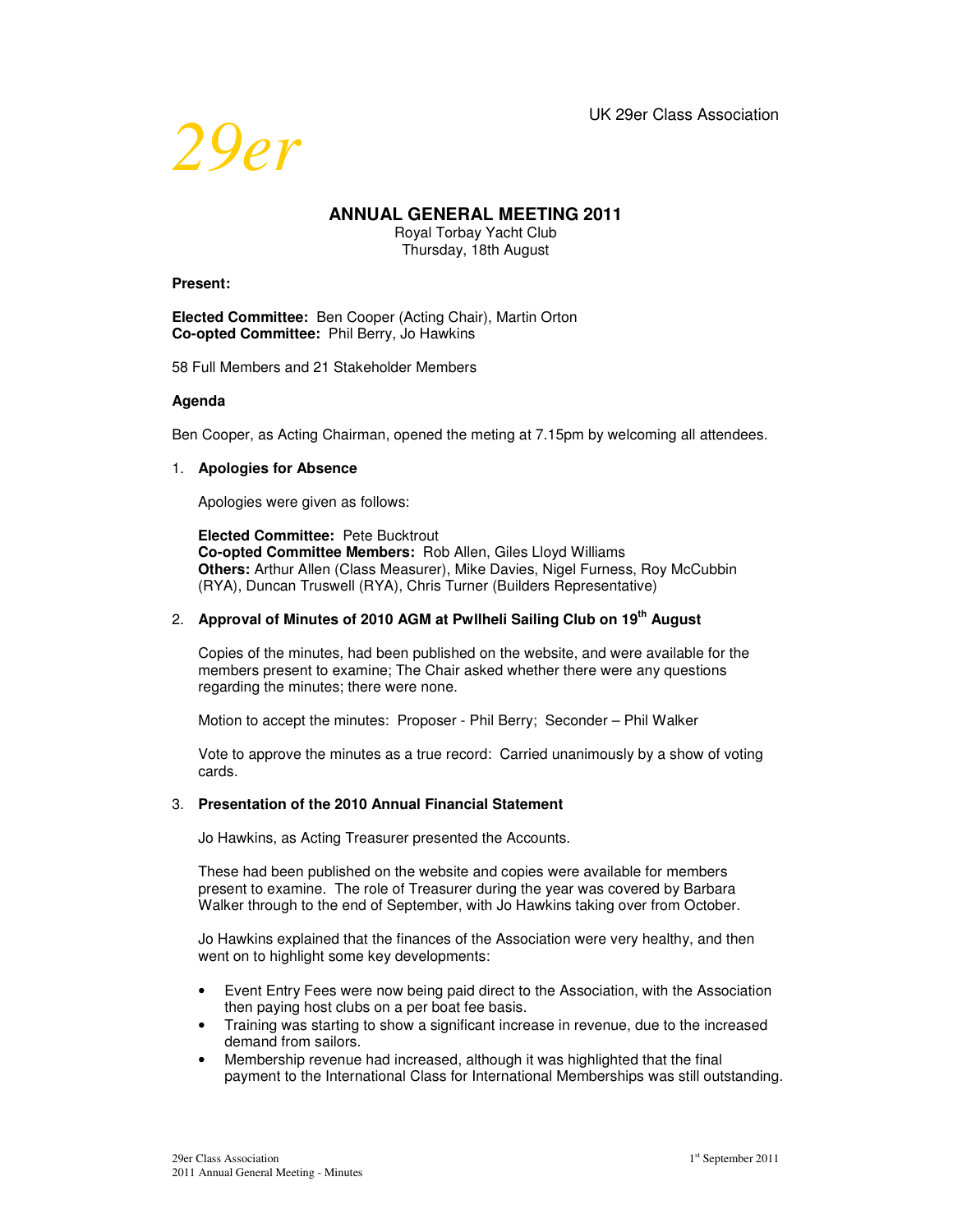*29er*

UK 29er Class Association

# ANNUAL GENERAL MEETING 2011

Royal Torbay Yacht Club
Thursday, 18th August

**Present:**

**Elected Committee:** Ben Cooper (Acting Chair), Martin Orton
**Co-opted Committee:** Phil Berry, Jo Hawkins

58 Full Members and 21 Stakeholder Members

**Agenda**

Ben Cooper, as Acting Chairman, opened the meting at 7.15pm by welcoming all attendees.

1. **Apologies for Absence**

   Apologies were given as follows:

   **Elected Committee:** Pete Bucktrout
   **Co-opted Committee Members:** Rob Allen, Giles Lloyd Williams
   **Others:** Arthur Allen (Class Measurer), Mike Davies, Nigel Furness, Roy McCubbin (RYA), Duncan Truswell (RYA), Chris Turner (Builders Representative)

2. **Approval of Minutes of 2010 AGM at Pwllheli Sailing Club on 19th August**

   Copies of the minutes, had been published on the website, and were available for the members present to examine; The Chair asked whether there were any questions regarding the minutes; there were none.

   Motion to accept the minutes: Proposer - Phil Berry; Seconder – Phil Walker

   Vote to approve the minutes as a true record: Carried unanimously by a show of voting cards.

3. **Presentation of the 2010 Annual Financial Statement**

   Jo Hawkins, as Acting Treasurer presented the Accounts.

   These had been published on the website and copies were available for members present to examine. The role of Treasurer during the year was covered by Barbara Walker through to the end of September, with Jo Hawkins taking over from October.

   Jo Hawkins explained that the finances of the Association were very healthy, and then went on to highlight some key developments:

   - Event Entry Fees were now being paid direct to the Association, with the Association then paying host clubs on a per boat fee basis.
   - Training was starting to show a significant increase in revenue, due to the increased demand from sailors.
   - Membership revenue had increased, although it was highlighted that the final payment to the International Class for International Memberships was still outstanding.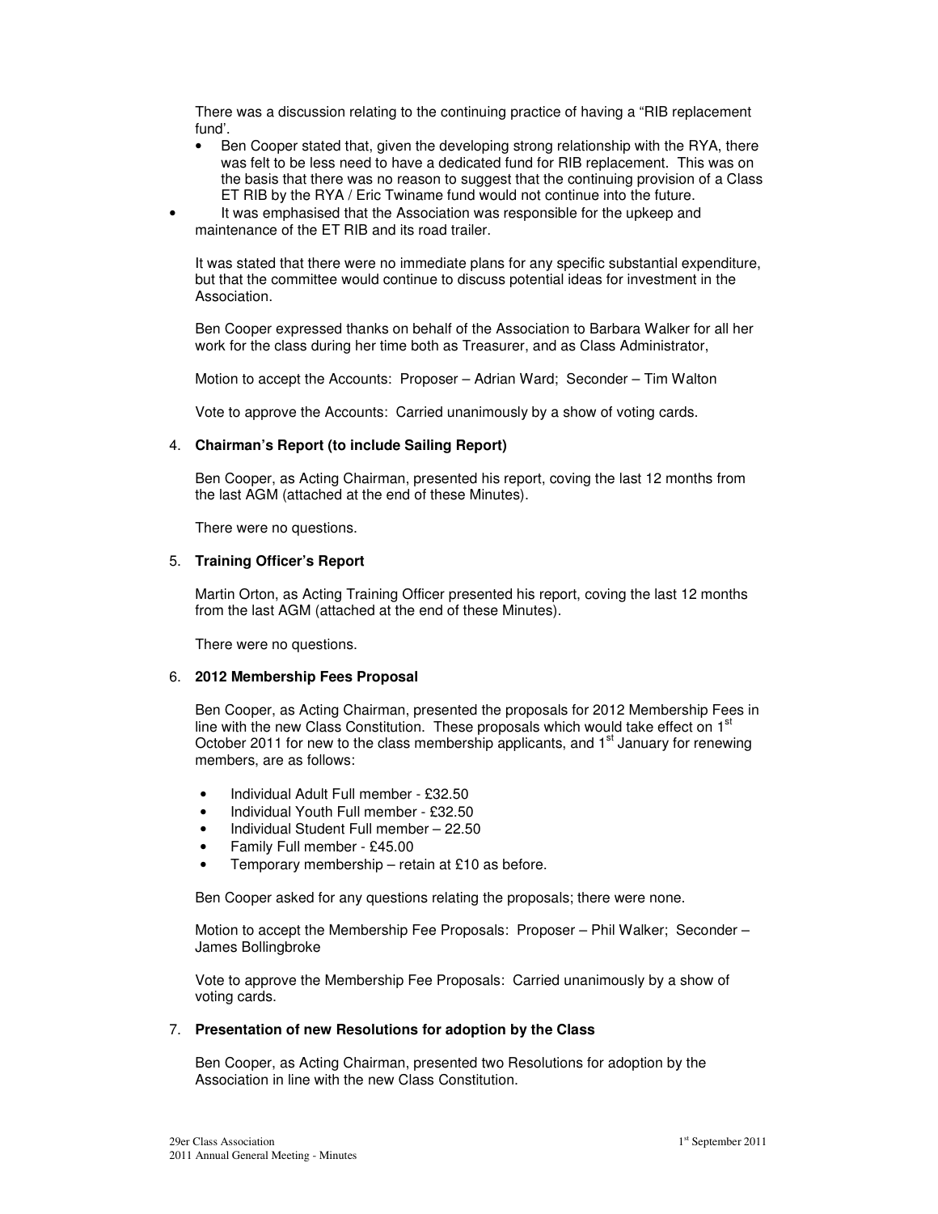There was a discussion relating to the continuing practice of having a "RIB replacement fund'.

- Ben Cooper stated that, given the developing strong relationship with the RYA, there was felt to be less need to have a dedicated fund for RIB replacement. This was on the basis that there was no reason to suggest that the continuing provision of a Class ET RIB by the RYA / Eric Twiname fund would not continue into the future.
- It was emphasised that the Association was responsible for the upkeep and maintenance of the ET RIB and its road trailer.

It was stated that there were no immediate plans for any specific substantial expenditure, but that the committee would continue to discuss potential ideas for investment in the Association.

Ben Cooper expressed thanks on behalf of the Association to Barbara Walker for all her work for the class during her time both as Treasurer, and as Class Administrator,

Motion to accept the Accounts: Proposer – Adrian Ward; Seconder – Tim Walton

Vote to approve the Accounts: Carried unanimously by a show of voting cards.

4. **Chairman's Report (to include Sailing Report)**

Ben Cooper, as Acting Chairman, presented his report, coving the last 12 months from the last AGM (attached at the end of these Minutes).

There were no questions.

5. **Training Officer's Report**

Martin Orton, as Acting Training Officer presented his report, coving the last 12 months from the last AGM (attached at the end of these Minutes).

There were no questions.

6. **2012 Membership Fees Proposal**

Ben Cooper, as Acting Chairman, presented the proposals for 2012 Membership Fees in line with the new Class Constitution. These proposals which would take effect on 1st October 2011 for new to the class membership applicants, and 1st January for renewing members, are as follows:

- Individual Adult Full member - £32.50
- Individual Youth Full member - £32.50
- Individual Student Full member – 22.50
- Family Full member - £45.00
- Temporary membership – retain at £10 as before.

Ben Cooper asked for any questions relating the proposals; there were none.

Motion to accept the Membership Fee Proposals: Proposer – Phil Walker; Seconder – James Bollingbroke

Vote to approve the Membership Fee Proposals: Carried unanimously by a show of voting cards.

7. **Presentation of new Resolutions for adoption by the Class**

Ben Cooper, as Acting Chairman, presented two Resolutions for adoption by the Association in line with the new Class Constitution.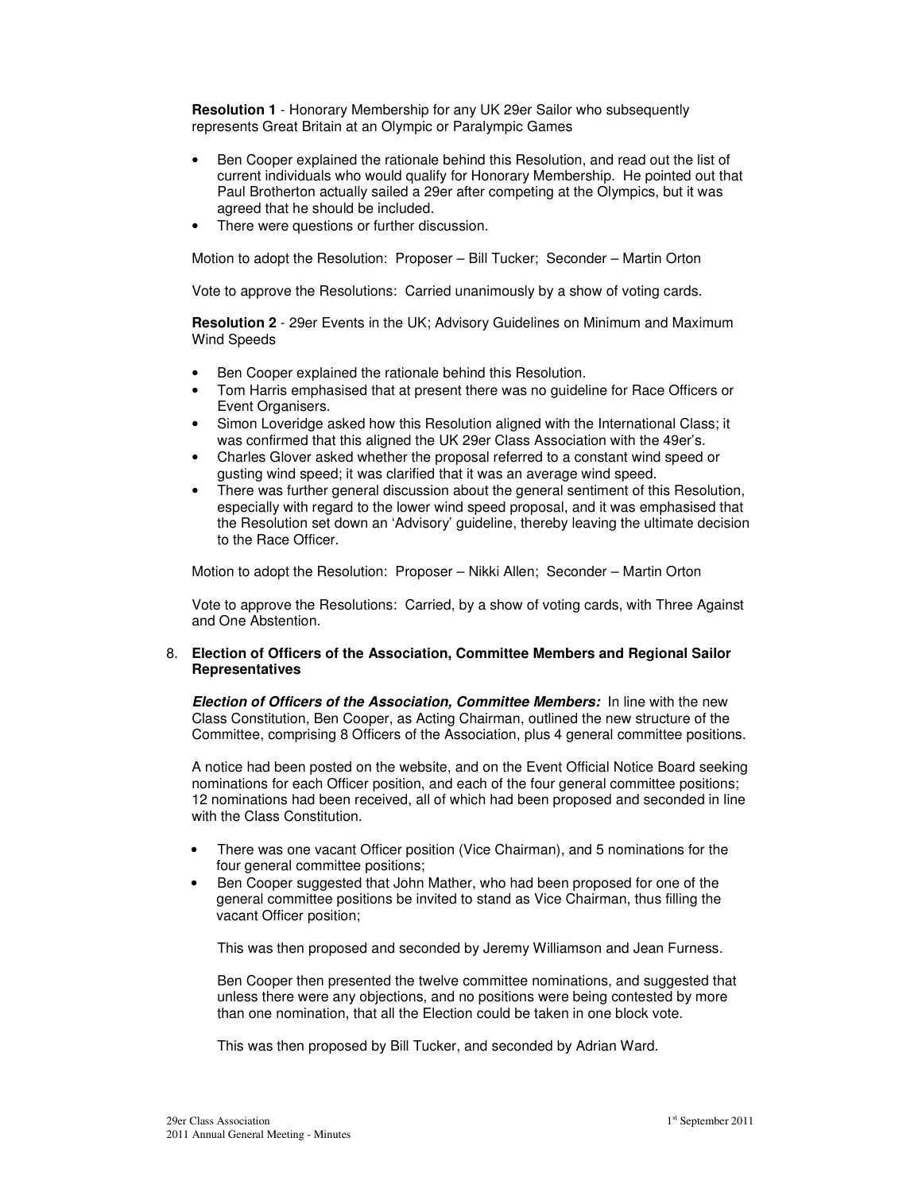**Resolution 1** - Honorary Membership for any UK 29er Sailor who subsequently represents Great Britain at an Olympic or Paralympic Games

- Ben Cooper explained the rationale behind this Resolution, and read out the list of current individuals who would qualify for Honorary Membership. He pointed out that Paul Brotherton actually sailed a 29er after competing at the Olympics, but it was agreed that he should be included.
- There were questions or further discussion.

Motion to adopt the Resolution: Proposer – Bill Tucker; Seconder – Martin Orton

Vote to approve the Resolutions: Carried unanimously by a show of voting cards.

**Resolution 2** - 29er Events in the UK; Advisory Guidelines on Minimum and Maximum Wind Speeds

- Ben Cooper explained the rationale behind this Resolution.
- Tom Harris emphasised that at present there was no guideline for Race Officers or Event Organisers.
- Simon Loveridge asked how this Resolution aligned with the International Class; it was confirmed that this aligned the UK 29er Class Association with the 49er's.
- Charles Glover asked whether the proposal referred to a constant wind speed or gusting wind speed; it was clarified that it was an average wind speed.
- There was further general discussion about the general sentiment of this Resolution, especially with regard to the lower wind speed proposal, and it was emphasised that the Resolution set down an 'Advisory' guideline, thereby leaving the ultimate decision to the Race Officer.

Motion to adopt the Resolution: Proposer – Nikki Allen; Seconder – Martin Orton

Vote to approve the Resolutions: Carried, by a show of voting cards, with Three Against and One Abstention.

8. **Election of Officers of the Association, Committee Members and Regional Sailor Representatives**

***Election of Officers of the Association, Committee Members:*** In line with the new Class Constitution, Ben Cooper, as Acting Chairman, outlined the new structure of the Committee, comprising 8 Officers of the Association, plus 4 general committee positions.

A notice had been posted on the website, and on the Event Official Notice Board seeking nominations for each Officer position, and each of the four general committee positions; 12 nominations had been received, all of which had been proposed and seconded in line with the Class Constitution.

- There was one vacant Officer position (Vice Chairman), and 5 nominations for the four general committee positions;
- Ben Cooper suggested that John Mather, who had been proposed for one of the general committee positions be invited to stand as Vice Chairman, thus filling the vacant Officer position;

  This was then proposed and seconded by Jeremy Williamson and Jean Furness.

  Ben Cooper then presented the twelve committee nominations, and suggested that unless there were any objections, and no positions were being contested by more than one nomination, that all the Election could be taken in one block vote.

  This was then proposed by Bill Tucker, and seconded by Adrian Ward.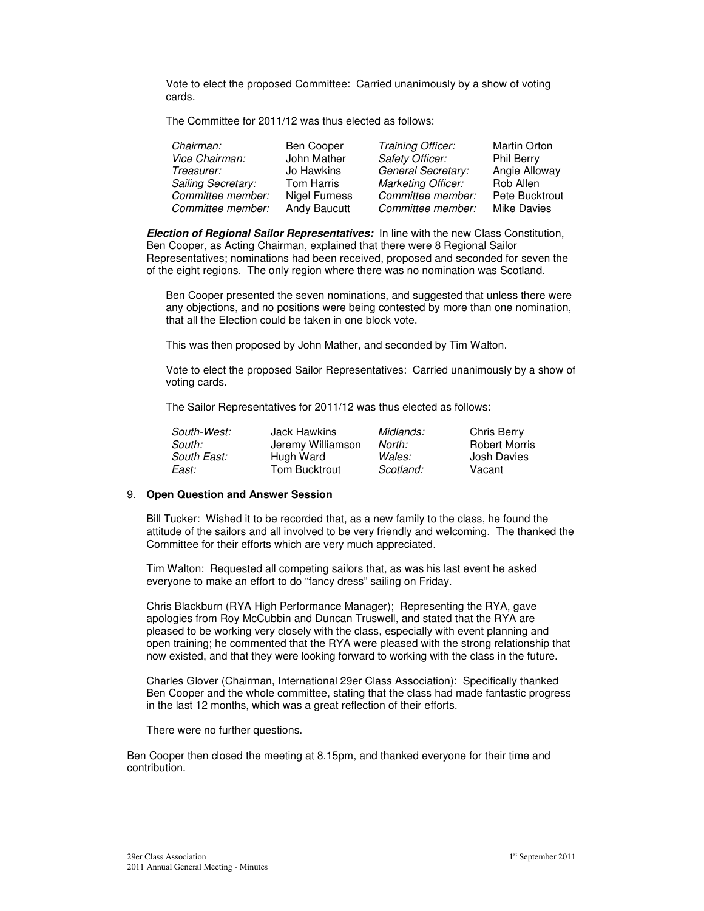Vote to elect the proposed Committee: Carried unanimously by a show of voting cards.

The Committee for 2011/12 was thus elected as follows:

| | | | |
|---|---|---|---|
| *Chairman:* | Ben Cooper | *Training Officer:* | Martin Orton |
| *Vice Chairman:* | John Mather | *Safety Officer:* | Phil Berry |
| *Treasurer:* | Jo Hawkins | *General Secretary:* | Angie Alloway |
| *Sailing Secretary:* | Tom Harris | *Marketing Officer:* | Rob Allen |
| *Committee member:* | Nigel Furness | *Committee member:* | Pete Bucktrout |
| *Committee member:* | Andy Baucutt | *Committee member:* | Mike Davies |

***Election of Regional Sailor Representatives:*** In line with the new Class Constitution, Ben Cooper, as Acting Chairman, explained that there were 8 Regional Sailor Representatives; nominations had been received, proposed and seconded for seven the of the eight regions. The only region where there was no nomination was Scotland.

Ben Cooper presented the seven nominations, and suggested that unless there were any objections, and no positions were being contested by more than one nomination, that all the Election could be taken in one block vote.

This was then proposed by John Mather, and seconded by Tim Walton.

Vote to elect the proposed Sailor Representatives: Carried unanimously by a show of voting cards.

The Sailor Representatives for 2011/12 was thus elected as follows:

| | | | |
|---|---|---|---|
| *South-West:* | Jack Hawkins | *Midlands:* | Chris Berry |
| *South:* | Jeremy Williamson | *North:* | Robert Morris |
| *South East:* | Hugh Ward | *Wales:* | Josh Davies |
| *East:* | Tom Bucktrout | *Scotland:* | Vacant |

9. **Open Question and Answer Session**

Bill Tucker: Wished it to be recorded that, as a new family to the class, he found the attitude of the sailors and all involved to be very friendly and welcoming. The thanked the Committee for their efforts which are very much appreciated.

Tim Walton: Requested all competing sailors that, as was his last event he asked everyone to make an effort to do "fancy dress" sailing on Friday.

Chris Blackburn (RYA High Performance Manager); Representing the RYA, gave apologies from Roy McCubbin and Duncan Truswell, and stated that the RYA are pleased to be working very closely with the class, especially with event planning and open training; he commented that the RYA were pleased with the strong relationship that now existed, and that they were looking forward to working with the class in the future.

Charles Glover (Chairman, International 29er Class Association): Specifically thanked Ben Cooper and the whole committee, stating that the class had made fantastic progress in the last 12 months, which was a great reflection of their efforts.

There were no further questions.

Ben Cooper then closed the meeting at 8.15pm, and thanked everyone for their time and contribution.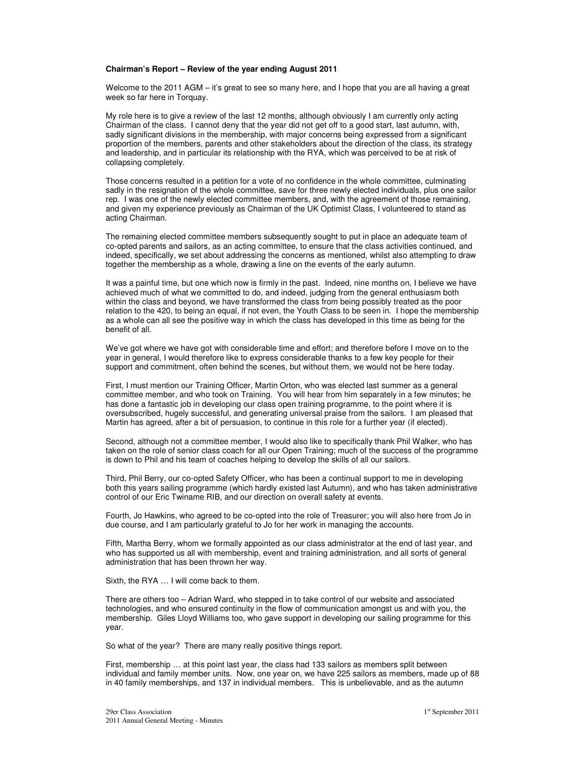**Chairman's Report – Review of the year ending August 2011**

Welcome to the 2011 AGM – it's great to see so many here, and I hope that you are all having a great week so far here in Torquay.

My role here is to give a review of the last 12 months, although obviously I am currently only acting Chairman of the class. I cannot deny that the year did not get off to a good start, last autumn, with, sadly significant divisions in the membership, with major concerns being expressed from a significant proportion of the members, parents and other stakeholders about the direction of the class, its strategy and leadership, and in particular its relationship with the RYA, which was perceived to be at risk of collapsing completely.

Those concerns resulted in a petition for a vote of no confidence in the whole committee, culminating sadly in the resignation of the whole committee, save for three newly elected individuals, plus one sailor rep. I was one of the newly elected committee members, and, with the agreement of those remaining, and given my experience previously as Chairman of the UK Optimist Class, I volunteered to stand as acting Chairman.

The remaining elected committee members subsequently sought to put in place an adequate team of co-opted parents and sailors, as an acting committee, to ensure that the class activities continued, and indeed, specifically, we set about addressing the concerns as mentioned, whilst also attempting to draw together the membership as a whole, drawing a line on the events of the early autumn.

It was a painful time, but one which now is firmly in the past. Indeed, nine months on, I believe we have achieved much of what we committed to do, and indeed, judging from the general enthusiasm both within the class and beyond, we have transformed the class from being possibly treated as the poor relation to the 420, to being an equal, if not even, the Youth Class to be seen in. I hope the membership as a whole can all see the positive way in which the class has developed in this time as being for the benefit of all.

We've got where we have got with considerable time and effort; and therefore before I move on to the year in general, I would therefore like to express considerable thanks to a few key people for their support and commitment, often behind the scenes, but without them, we would not be here today.

First, I must mention our Training Officer, Martin Orton, who was elected last summer as a general committee member, and who took on Training. You will hear from him separately in a few minutes; he has done a fantastic job in developing our class open training programme, to the point where it is oversubscribed, hugely successful, and generating universal praise from the sailors. I am pleased that Martin has agreed, after a bit of persuasion, to continue in this role for a further year (if elected).

Second, although not a committee member, I would also like to specifically thank Phil Walker, who has taken on the role of senior class coach for all our Open Training; much of the success of the programme is down to Phil and his team of coaches helping to develop the skills of all our sailors.

Third, Phil Berry, our co-opted Safety Officer, who has been a continual support to me in developing both this years sailing programme (which hardly existed last Autumn), and who has taken administrative control of our Eric Twiname RIB, and our direction on overall safety at events.

Fourth, Jo Hawkins, who agreed to be co-opted into the role of Treasurer; you will also here from Jo in due course, and I am particularly grateful to Jo for her work in managing the accounts.

Fifth, Martha Berry, whom we formally appointed as our class administrator at the end of last year, and who has supported us all with membership, event and training administration, and all sorts of general administration that has been thrown her way.

Sixth, the RYA … I will come back to them.

There are others too – Adrian Ward, who stepped in to take control of our website and associated technologies, and who ensured continuity in the flow of communication amongst us and with you, the membership. Giles Lloyd Williams too, who gave support in developing our sailing programme for this year.

So what of the year? There are many really positive things report.

First, membership … at this point last year, the class had 133 sailors as members split between individual and family member units. Now, one year on, we have 225 sailors as members, made up of 88 in 40 family memberships, and 137 in individual members. This is unbelievable, and as the autumn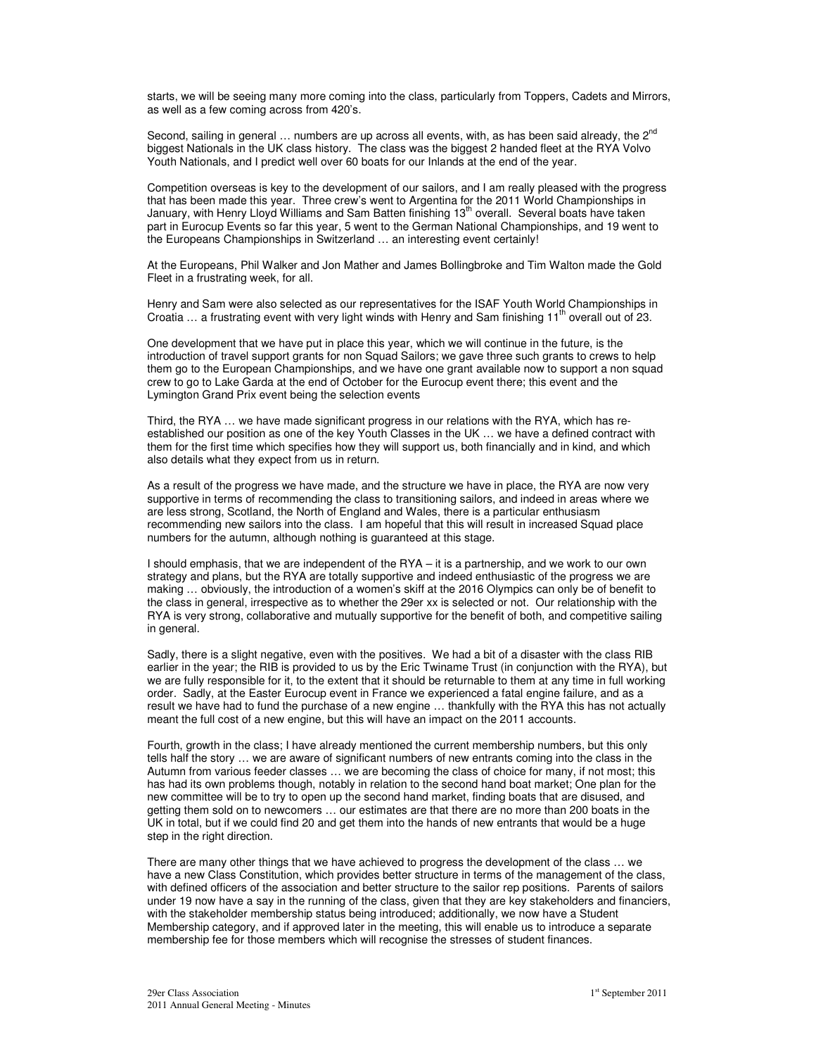starts, we will be seeing many more coming into the class, particularly from Toppers, Cadets and Mirrors, as well as a few coming across from 420's.

Second, sailing in general … numbers are up across all events, with, as has been said already, the 2nd biggest Nationals in the UK class history. The class was the biggest 2 handed fleet at the RYA Volvo Youth Nationals, and I predict well over 60 boats for our Inlands at the end of the year.

Competition overseas is key to the development of our sailors, and I am really pleased with the progress that has been made this year. Three crew's went to Argentina for the 2011 World Championships in January, with Henry Lloyd Williams and Sam Batten finishing 13th overall. Several boats have taken part in Eurocup Events so far this year, 5 went to the German National Championships, and 19 went to the Europeans Championships in Switzerland … an interesting event certainly!

At the Europeans, Phil Walker and Jon Mather and James Bollingbroke and Tim Walton made the Gold Fleet in a frustrating week, for all.

Henry and Sam were also selected as our representatives for the ISAF Youth World Championships in Croatia … a frustrating event with very light winds with Henry and Sam finishing 11th overall out of 23.

One development that we have put in place this year, which we will continue in the future, is the introduction of travel support grants for non Squad Sailors; we gave three such grants to crews to help them go to the European Championships, and we have one grant available now to support a non squad crew to go to Lake Garda at the end of October for the Eurocup event there; this event and the Lymington Grand Prix event being the selection events

Third, the RYA … we have made significant progress in our relations with the RYA, which has re-established our position as one of the key Youth Classes in the UK … we have a defined contract with them for the first time which specifies how they will support us, both financially and in kind, and which also details what they expect from us in return.

As a result of the progress we have made, and the structure we have in place, the RYA are now very supportive in terms of recommending the class to transitioning sailors, and indeed in areas where we are less strong, Scotland, the North of England and Wales, there is a particular enthusiasm recommending new sailors into the class. I am hopeful that this will result in increased Squad place numbers for the autumn, although nothing is guaranteed at this stage.

I should emphasis, that we are independent of the RYA – it is a partnership, and we work to our own strategy and plans, but the RYA are totally supportive and indeed enthusiastic of the progress we are making … obviously, the introduction of a women's skiff at the 2016 Olympics can only be of benefit to the class in general, irrespective as to whether the 29er xx is selected or not. Our relationship with the RYA is very strong, collaborative and mutually supportive for the benefit of both, and competitive sailing in general.

Sadly, there is a slight negative, even with the positives. We had a bit of a disaster with the class RIB earlier in the year; the RIB is provided to us by the Eric Twiname Trust (in conjunction with the RYA), but we are fully responsible for it, to the extent that it should be returnable to them at any time in full working order. Sadly, at the Easter Eurocup event in France we experienced a fatal engine failure, and as a result we have had to fund the purchase of a new engine … thankfully with the RYA this has not actually meant the full cost of a new engine, but this will have an impact on the 2011 accounts.

Fourth, growth in the class; I have already mentioned the current membership numbers, but this only tells half the story … we are aware of significant numbers of new entrants coming into the class in the Autumn from various feeder classes … we are becoming the class of choice for many, if not most; this has had its own problems though, notably in relation to the second hand boat market; One plan for the new committee sold on to try to open up the second hand market, finding boats that are disused, and getting them sold on to newcomers … our estimates are that there are no more than 200 boats in the UK in total, but if we could find 20 and get them into the hands of new entrants that would be a huge step in the right direction.

There are many other things that we have achieved to progress the development of the class … we have a new Class Constitution, which provides better structure in terms of the management of the class, with defined officers of the association and better structure to the sailor rep positions. Parents of sailors under 19 now have a say in the running of the class, given that they are key stakeholders and financiers, with the stakeholder membership status being introduced; additionally, we now have a Student Membership category, and if approved later in the meeting, this will enable us to introduce a separate membership fee for those members which will recognise the stresses of student finances.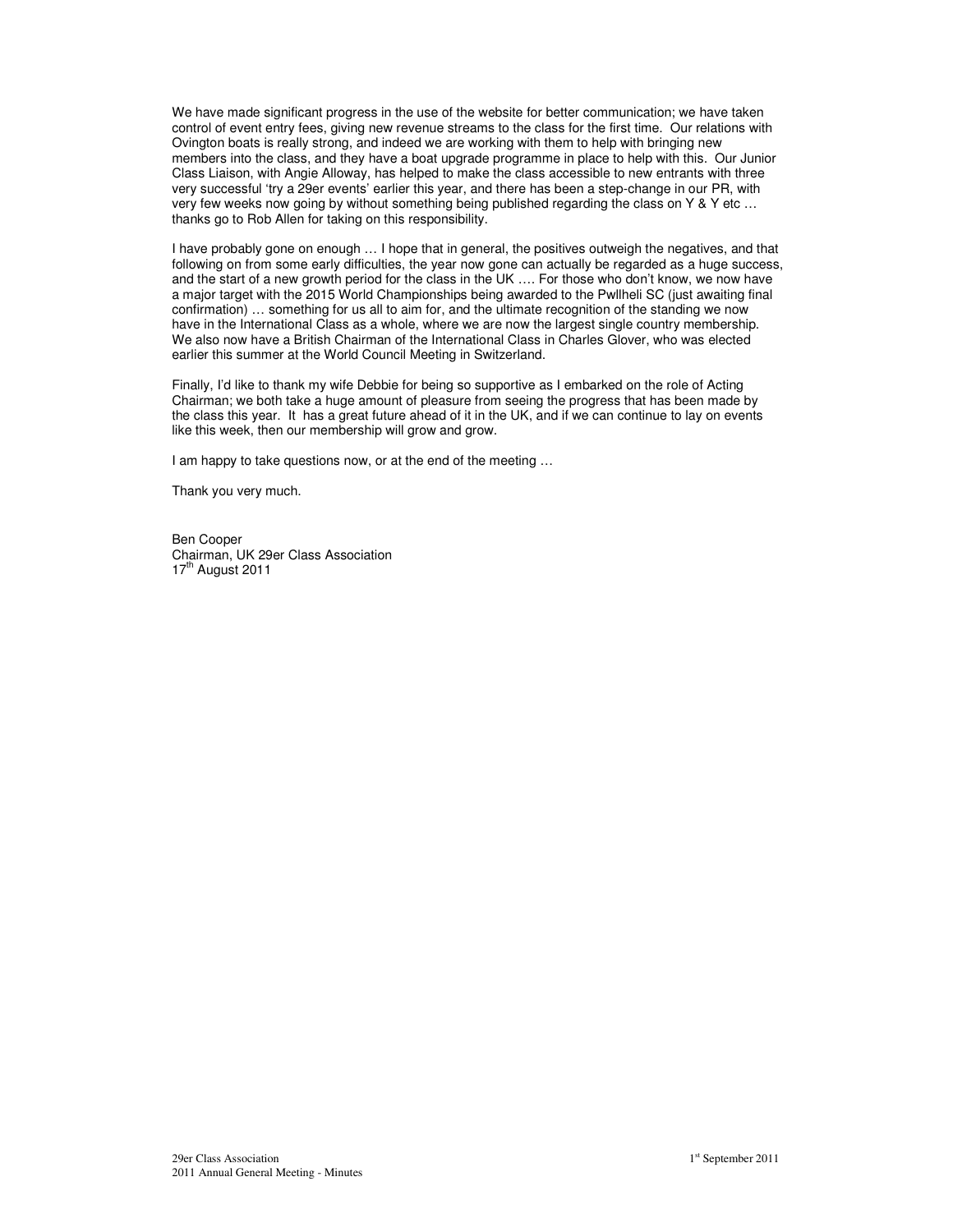We have made significant progress in the use of the website for better communication; we have taken control of event entry fees, giving new revenue streams to the class for the first time. Our relations with Ovington boats is really strong, and indeed we are working with them to help with bringing new members into the class, and they have a boat upgrade programme in place to help with this. Our Junior Class Liaison, with Angie Alloway, has helped to make the class accessible to new entrants with three very successful 'try a 29er events' earlier this year, and there has been a step-change in our PR, with very few weeks now going by without something being published regarding the class on Y & Y etc … thanks go to Rob Allen for taking on this responsibility.

I have probably gone on enough … I hope that in general, the positives outweigh the negatives, and that following on from some early difficulties, the year now gone can actually be regarded as a huge success, and the start of a new growth period for the class in the UK …. For those who don't know, we now have a major target with the 2015 World Championships being awarded to the Pwllheli SC (just awaiting final confirmation) … something for us all to aim for, and the ultimate recognition of the standing we now have in the International Class as a whole, where we are now the largest single country membership. We also now have a British Chairman of the International Class in Charles Glover, who was elected earlier this summer at the World Council Meeting in Switzerland.

Finally, I'd like to thank my wife Debbie for being so supportive as I embarked on the role of Acting Chairman; we both take a huge amount of pleasure from seeing the progress that has been made by the class this year. It has a great future ahead of it in the UK, and if we can continue to lay on events like this week, then our membership will grow and grow.

I am happy to take questions now, or at the end of the meeting …

Thank you very much.

Ben Cooper
Chairman, UK 29er Class Association
17th August 2011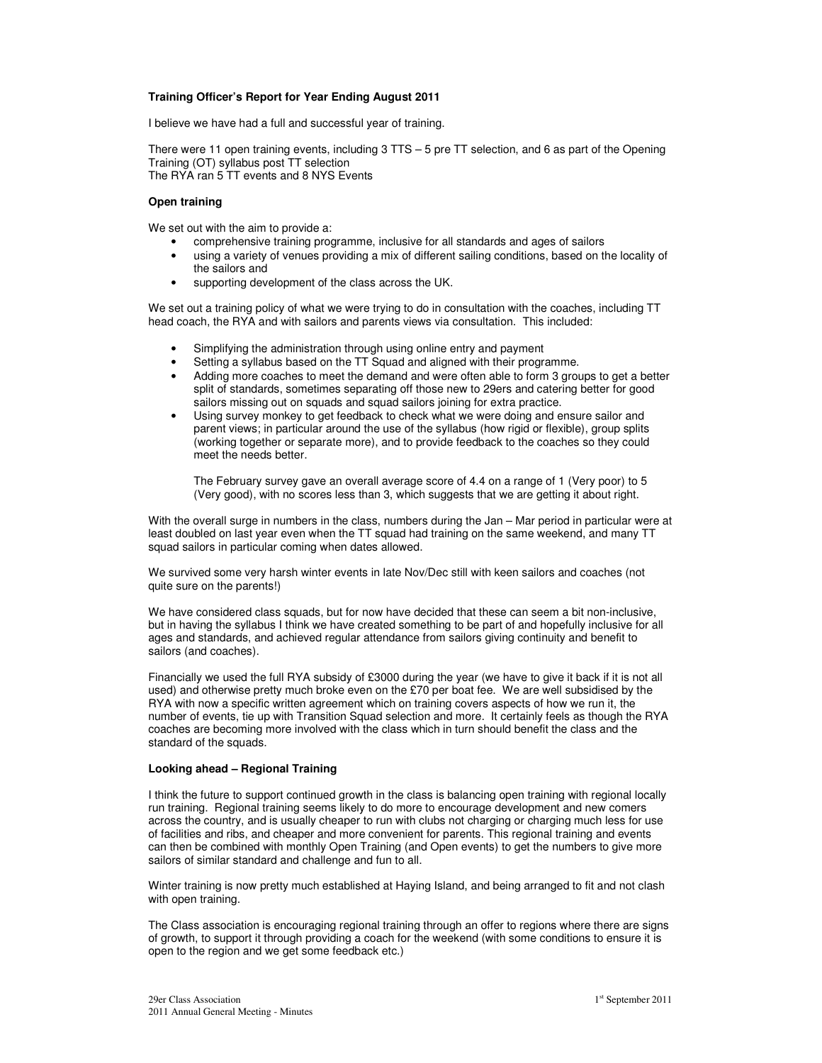**Training Officer's Report for Year Ending August 2011**

I believe we have had a full and successful year of training.

There were 11 open training events, including 3 TTS – 5 pre TT selection, and 6 as part of the Opening Training (OT) syllabus post TT selection
The RYA ran 5 TT events and 8 NYS Events

**Open training**

We set out with the aim to provide a:

- comprehensive training programme, inclusive for all standards and ages of sailors
- using a variety of venues providing a mix of different sailing conditions, based on the locality of the sailors and
- supporting development of the class across the UK.

We set out a training policy of what we were trying to do in consultation with the coaches, including TT head coach, the RYA and with sailors and parents views via consultation. This included:

- Simplifying the administration through using online entry and payment
- Setting a syllabus based on the TT Squad and aligned with their programme.
- Adding more coaches to meet the demand and were often able to form 3 groups to get a better split of standards, sometimes separating off those new to 29ers and catering better for good sailors missing out on squads and squad sailors joining for extra practice.
- Using survey monkey to get feedback to check what we were doing and ensure sailor and parent views; in particular around the use of the syllabus (how rigid or flexible), group splits (working together or separate more), and to provide feedback to the coaches so they could meet the needs better.

  The February survey gave an overall average score of 4.4 on a range of 1 (Very poor) to 5 (Very good), with no scores less than 3, which suggests that we are getting it about right.

With the overall surge in numbers in the class, numbers during the Jan – Mar period in particular were at least doubled on last year even when the TT squad had training on the same weekend, and many TT squad sailors in particular coming when dates allowed.

We survived some very harsh winter events in late Nov/Dec still with keen sailors and coaches (not quite sure on the parents!)

We have considered class squads, but for now have decided that these can seem a bit non-inclusive, but in having the syllabus I think we have created something to be part of and hopefully inclusive for all ages and standards, and achieved regular attendance from sailors giving continuity and benefit to sailors (and coaches).

Financially we used the full RYA subsidy of £3000 during the year (we have to give it back if it is not all used) and otherwise pretty much broke even on the £70 per boat fee. We are well subsidised by the RYA with now a specific written agreement which on training covers aspects of how we run it, the number of events, tie up with Transition Squad selection and more. It certainly feels as though the RYA coaches are becoming more involved with the class which in turn should benefit the class and the standard of the squads.

**Looking ahead – Regional Training**

I think the future to support continued growth in the class is balancing open training with regional locally run training. Regional training seems likely to do more to encourage development and new comers across the country, and is usually cheaper to run with clubs not charging or charging much less for use of facilities and ribs, and cheaper and more convenient for parents. This regional training and events can then be combined with monthly Open Training (and Open events) to get the numbers to give more sailors of similar standard and challenge and fun to all.

Winter training is now pretty much established at Haying Island, and being arranged to fit and not clash with open training.

The Class association is encouraging regional training through an offer to regions where there are signs of growth, to support it through providing a coach for the weekend (with some conditions to ensure it is open to the region and we get some feedback etc.)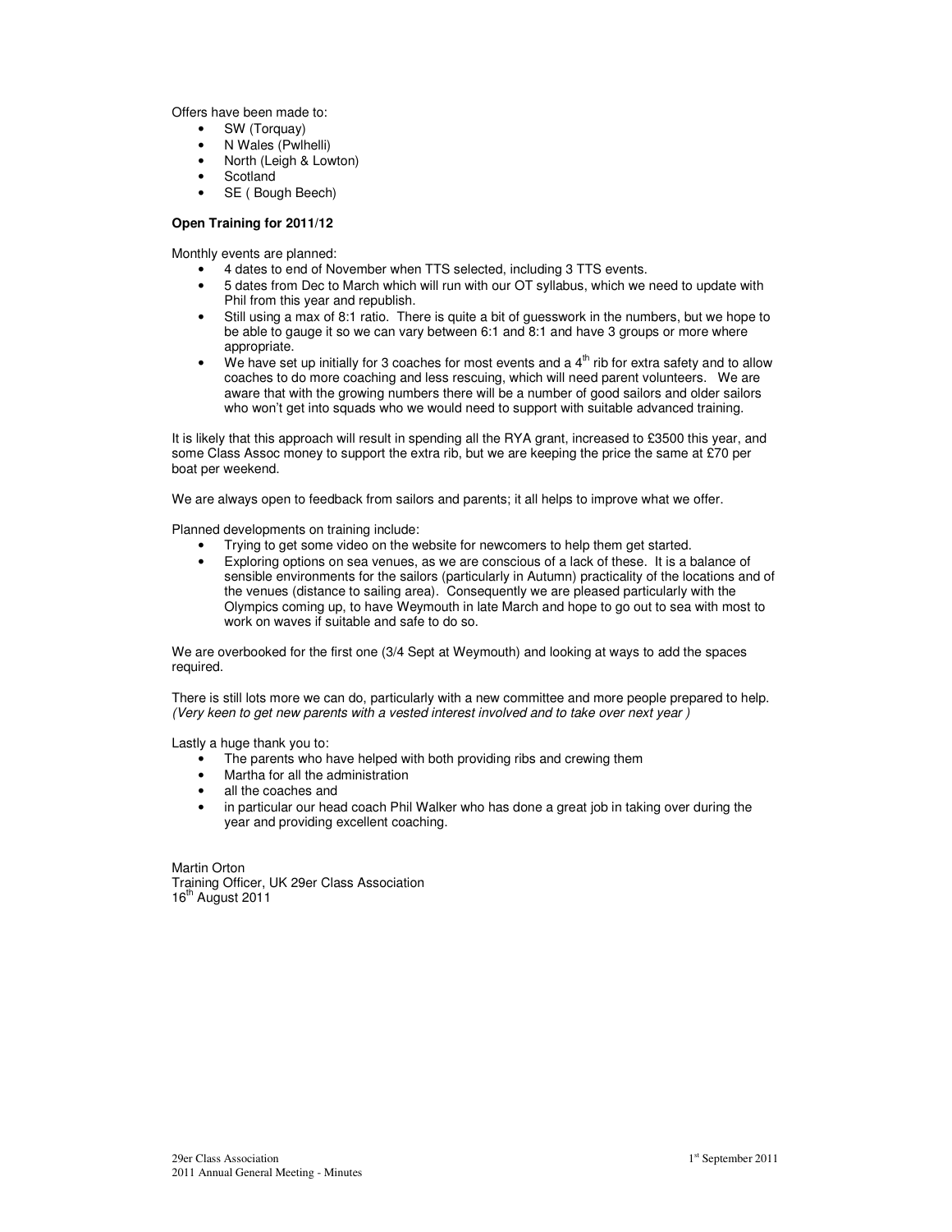Offers have been made to:

- SW (Torquay)
- N Wales (Pwlhelli)
- North (Leigh & Lowton)
- Scotland
- SE ( Bough Beech)

**Open Training for 2011/12**

Monthly events are planned:

- 4 dates to end of November when TTS selected, including 3 TTS events.
- 5 dates from Dec to March which will run with our OT syllabus, which we need to update with Phil from this year and republish.
- Still using a max of 8:1 ratio. There is quite a bit of guesswork in the numbers, but we hope to be able to gauge it so we can vary between 6:1 and 8:1 and have 3 groups or more where appropriate.
- We have set up initially for 3 coaches for most events and a 4th rib for extra safety and to allow coaches to do more coaching and less rescuing, which will need parent volunteers. We are aware that with the growing numbers there will be a number of good sailors and older sailors who won't get into squads who we would need to support with suitable advanced training.

It is likely that this approach will result in spending all the RYA grant, increased to £3500 this year, and some Class Assoc money to support the extra rib, but we are keeping the price the same at £70 per boat per weekend.

We are always open to feedback from sailors and parents; it all helps to improve what we offer.

Planned developments on training include:

- Trying to get some video on the website for newcomers to help them get started.
- Exploring options on sea venues, as we are conscious of a lack of these. It is a balance of sensible environments for the sailors (particularly in Autumn) practicality of the locations and of the venues (distance to sailing area). Consequently we are pleased particularly with the Olympics coming up, to have Weymouth in late March and hope to go out to sea with most to work on waves if suitable and safe to do so.

We are overbooked for the first one (3/4 Sept at Weymouth) and looking at ways to add the spaces required.

There is still lots more we can do, particularly with a new committee and more people prepared to help. *(Very keen to get new parents with a vested interest involved and to take over next year )*

Lastly a huge thank you to:

- The parents who have helped with both providing ribs and crewing them
- Martha for all the administration
- all the coaches and
- in particular our head coach Phil Walker who has done a great job in taking over during the year and providing excellent coaching.

Martin Orton
Training Officer, UK 29er Class Association
16th August 2011